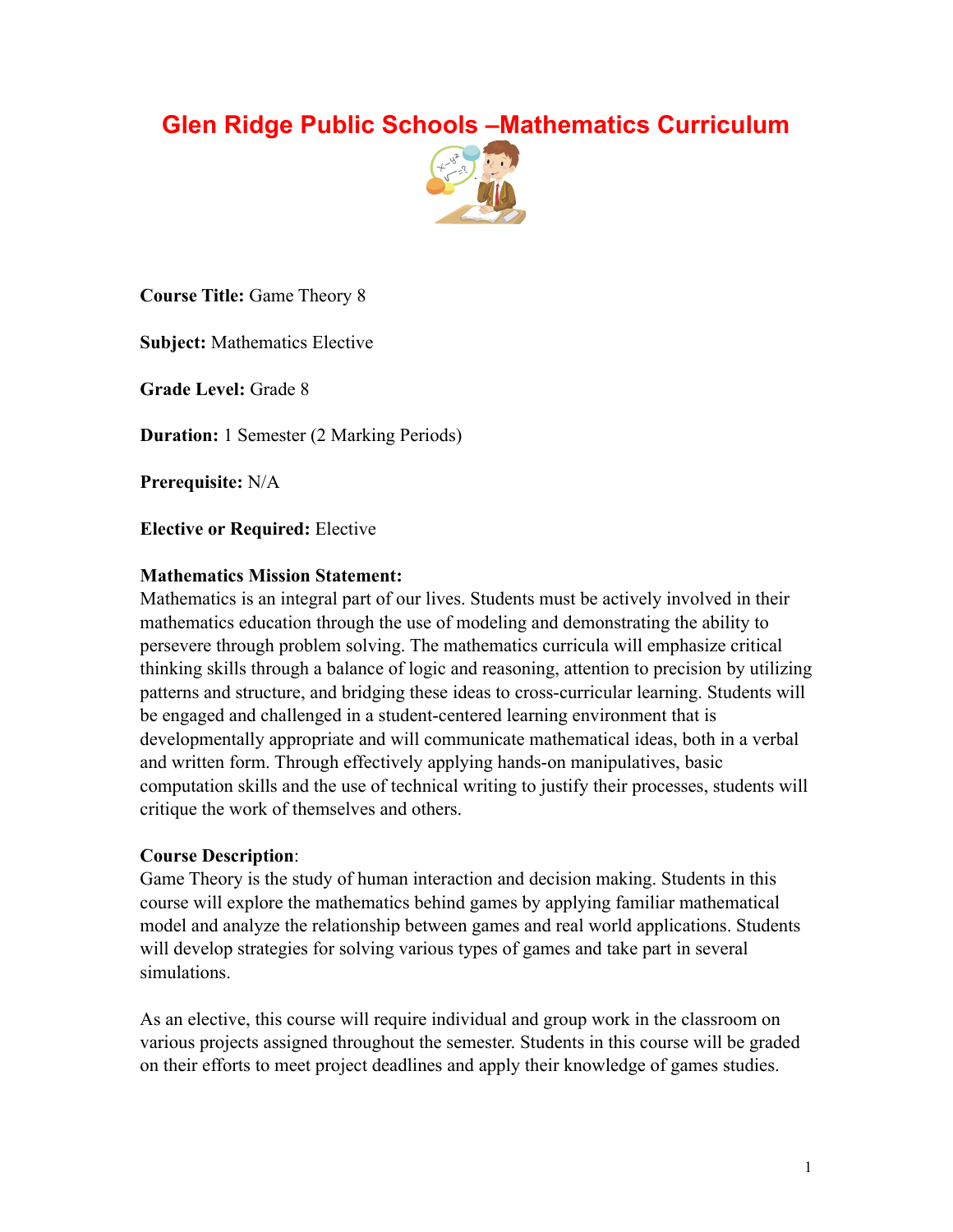# Glen Ridge Public Schools –Mathematics Curriculum

**Course Title:** Game Theory 8

**Subject:** Mathematics Elective

**Grade Level:** Grade 8

**Duration:** 1 Semester (2 Marking Periods)

**Prerequisite:** N/A

**Elective or Required:** Elective

**Mathematics Mission Statement:**
Mathematics is an integral part of our lives. Students must be actively involved in their mathematics education through the use of modeling and demonstrating the ability to persevere through problem solving. The mathematics curricula will emphasize critical thinking skills through a balance of logic and reasoning, attention to precision by utilizing patterns and structure, and bridging these ideas to cross-curricular learning. Students will be engaged and challenged in a student-centered learning environment that is developmentally appropriate and will communicate mathematical ideas, both in a verbal and written form. Through effectively applying hands-on manipulatives, basic computation skills and the use of technical writing to justify their processes, students will critique the work of themselves and others.

**Course Description**:
Game Theory is the study of human interaction and decision making. Students in this course will explore the mathematics behind games by applying familiar mathematical model and analyze the relationship between games and real world applications. Students will develop strategies for solving various types of games and take part in several simulations.

As an elective, this course will require individual and group work in the classroom on various projects assigned throughout the semester. Students in this course will be graded on their efforts to meet project deadlines and apply their knowledge of games studies.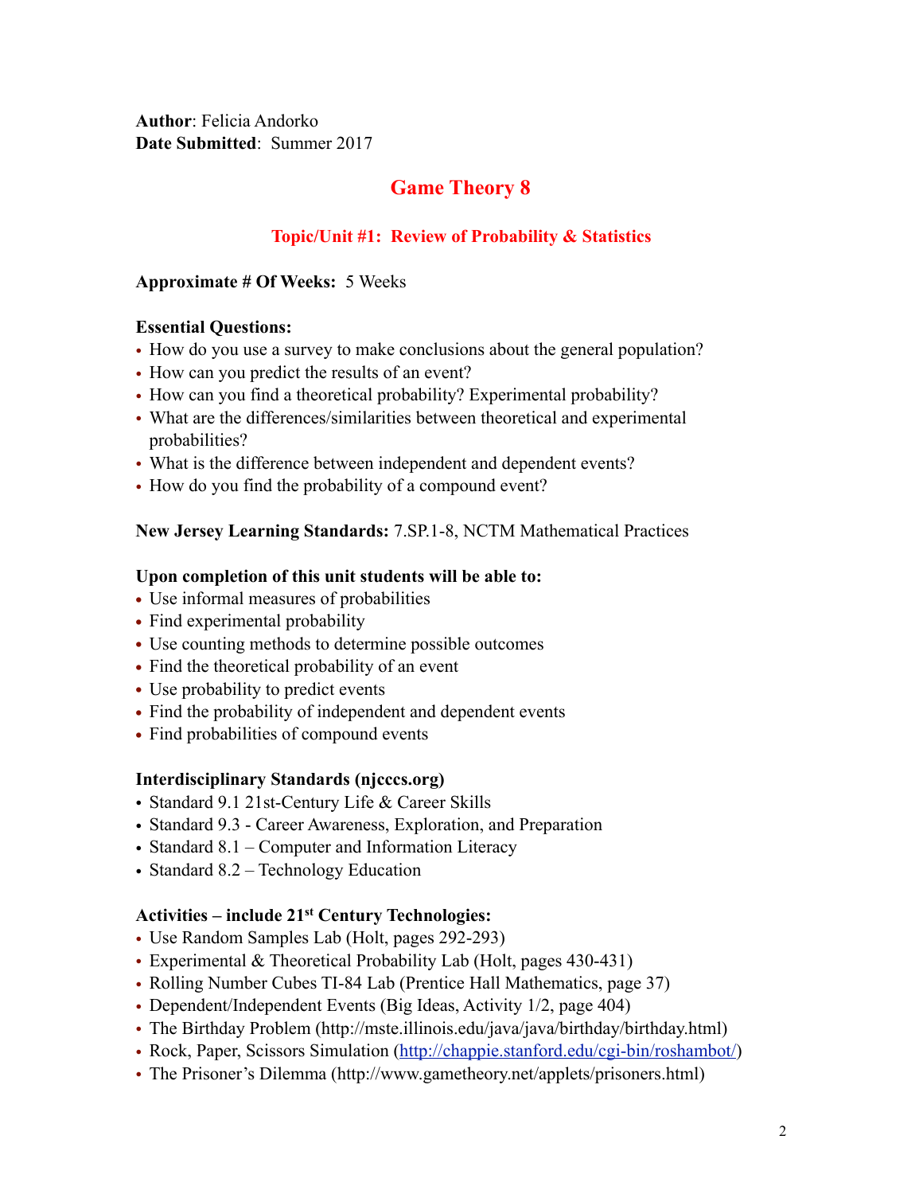**Author**: Felicia Andorko
**Date Submitted**: Summer 2017

# Game Theory 8

## Topic/Unit #1: Review of Probability & Statistics

**Approximate # Of Weeks:** 5 Weeks

**Essential Questions:**

- How do you use a survey to make conclusions about the general population?
- How can you predict the results of an event?
- How can you find a theoretical probability? Experimental probability?
- What are the differences/similarities between theoretical and experimental probabilities?
- What is the difference between independent and dependent events?
- How do you find the probability of a compound event?

**New Jersey Learning Standards:** 7.SP.1-8, NCTM Mathematical Practices

**Upon completion of this unit students will be able to:**

- Use informal measures of probabilities
- Find experimental probability
- Use counting methods to determine possible outcomes
- Find the theoretical probability of an event
- Use probability to predict events
- Find the probability of independent and dependent events
- Find probabilities of compound events

**Interdisciplinary Standards (njcccs.org)**

- Standard 9.1 21st-Century Life & Career Skills
- Standard 9.3 - Career Awareness, Exploration, and Preparation
- Standard 8.1 – Computer and Information Literacy
- Standard 8.2 – Technology Education

**Activities – include 21st Century Technologies:**

- Use Random Samples Lab (Holt, pages 292-293)
- Experimental & Theoretical Probability Lab (Holt, pages 430-431)
- Rolling Number Cubes TI-84 Lab (Prentice Hall Mathematics, page 37)
- Dependent/Independent Events (Big Ideas, Activity 1/2, page 404)
- The Birthday Problem (http://mste.illinois.edu/java/java/birthday/birthday.html)
- Rock, Paper, Scissors Simulation (http://chappie.stanford.edu/cgi-bin/roshambot/)
- The Prisoner's Dilemma (http://www.gametheory.net/applets/prisoners.html)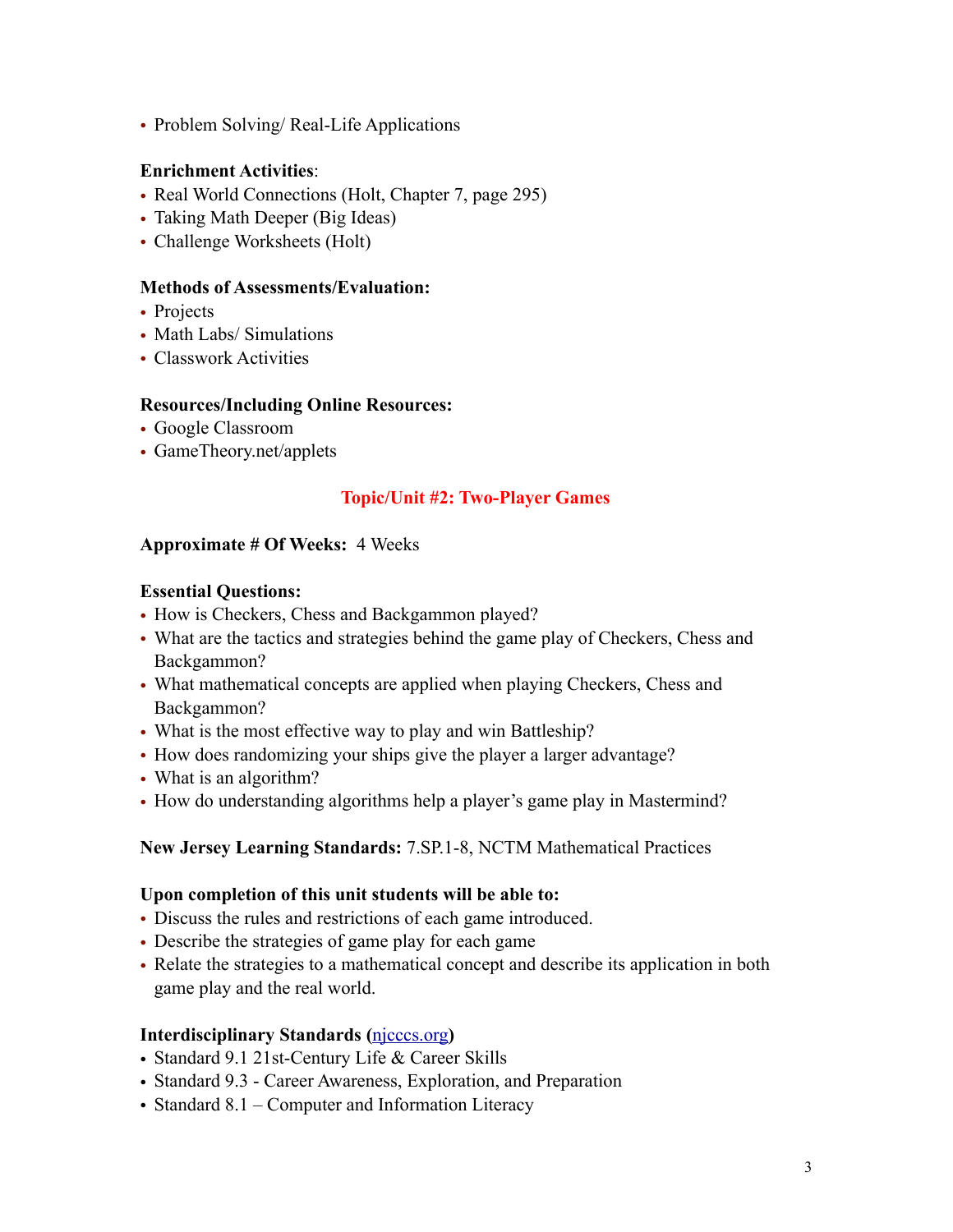- Problem Solving/ Real-Life Applications

**Enrichment Activities**:
- Real World Connections (Holt, Chapter 7, page 295)
- Taking Math Deeper (Big Ideas)
- Challenge Worksheets (Holt)

**Methods of Assessments/Evaluation:**
- Projects
- Math Labs/ Simulations
- Classwork Activities

**Resources/Including Online Resources:**
- Google Classroom
- GameTheory.net/applets

## Topic/Unit #2: Two-Player Games

**Approximate # Of Weeks:** 4 Weeks

**Essential Questions:**
- How is Checkers, Chess and Backgammon played?
- What are the tactics and strategies behind the game play of Checkers, Chess and Backgammon?
- What mathematical concepts are applied when playing Checkers, Chess and Backgammon?
- What is the most effective way to play and win Battleship?
- How does randomizing your ships give the player a larger advantage?
- What is an algorithm?
- How do understanding algorithms help a player's game play in Mastermind?

**New Jersey Learning Standards:** 7.SP.1-8, NCTM Mathematical Practices

**Upon completion of this unit students will be able to:**
- Discuss the rules and restrictions of each game introduced.
- Describe the strategies of game play for each game
- Relate the strategies to a mathematical concept and describe its application in both game play and the real world.

**Interdisciplinary Standards (njcccs.org)**
- Standard 9.1 21st-Century Life & Career Skills
- Standard 9.3 - Career Awareness, Exploration, and Preparation
- Standard 8.1 – Computer and Information Literacy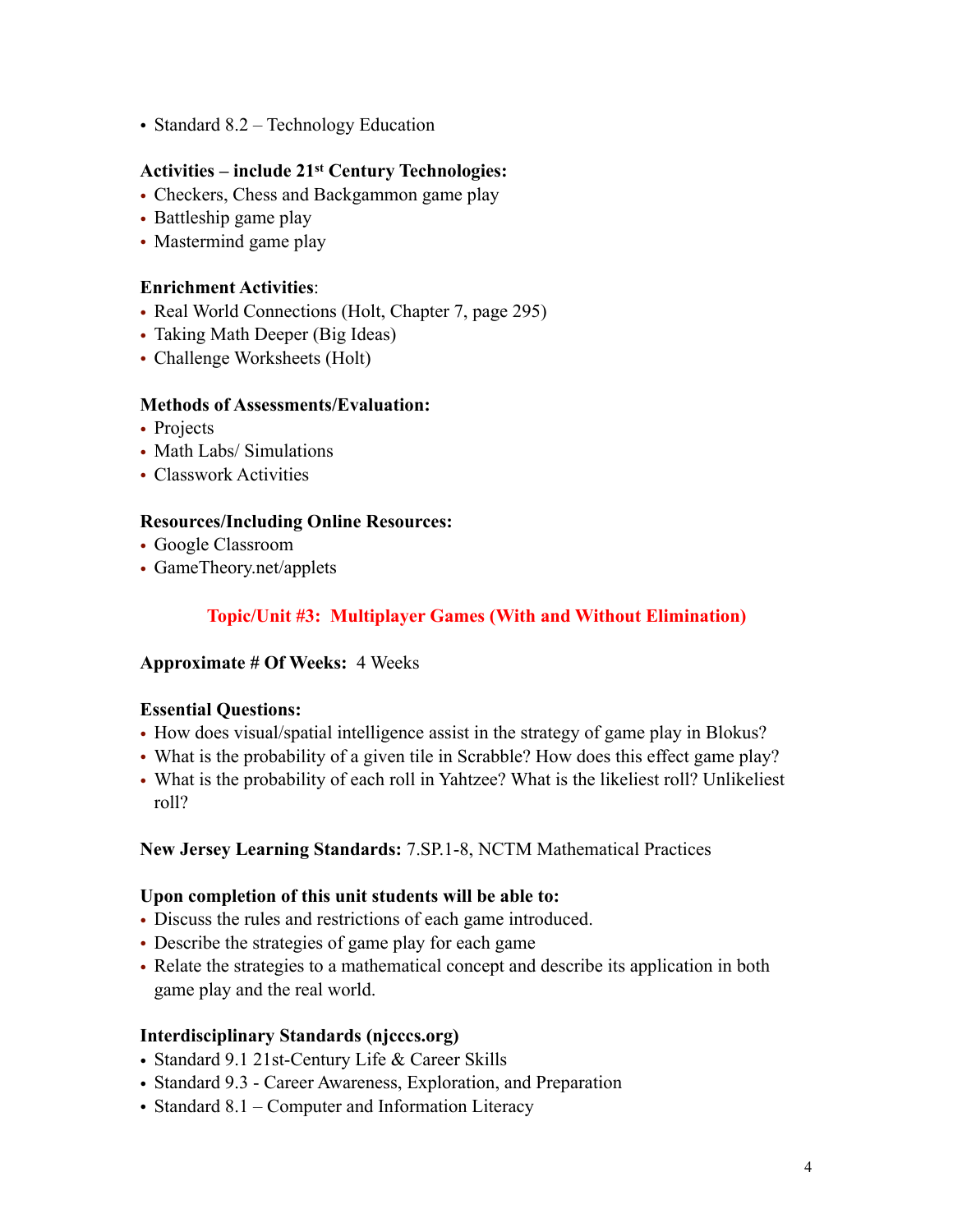- Standard 8.2 – Technology Education

**Activities – include 21st Century Technologies:**

- Checkers, Chess and Backgammon game play
- Battleship game play
- Mastermind game play

**Enrichment Activities**:

- Real World Connections (Holt, Chapter 7, page 295)
- Taking Math Deeper (Big Ideas)
- Challenge Worksheets (Holt)

**Methods of Assessments/Evaluation:**

- Projects
- Math Labs/ Simulations
- Classwork Activities

**Resources/Including Online Resources:**

- Google Classroom
- GameTheory.net/applets

## Topic/Unit #3: Multiplayer Games (With and Without Elimination)

**Approximate # Of Weeks:** 4 Weeks

**Essential Questions:**

- How does visual/spatial intelligence assist in the strategy of game play in Blokus?
- What is the probability of a given tile in Scrabble? How does this effect game play?
- What is the probability of each roll in Yahtzee? What is the likeliest roll? Unlikeliest roll?

**New Jersey Learning Standards:** 7.SP.1-8, NCTM Mathematical Practices

**Upon completion of this unit students will be able to:**

- Discuss the rules and restrictions of each game introduced.
- Describe the strategies of game play for each game
- Relate the strategies to a mathematical concept and describe its application in both game play and the real world.

**Interdisciplinary Standards (njcccs.org)**

- Standard 9.1 21st-Century Life & Career Skills
- Standard 9.3 - Career Awareness, Exploration, and Preparation
- Standard 8.1 – Computer and Information Literacy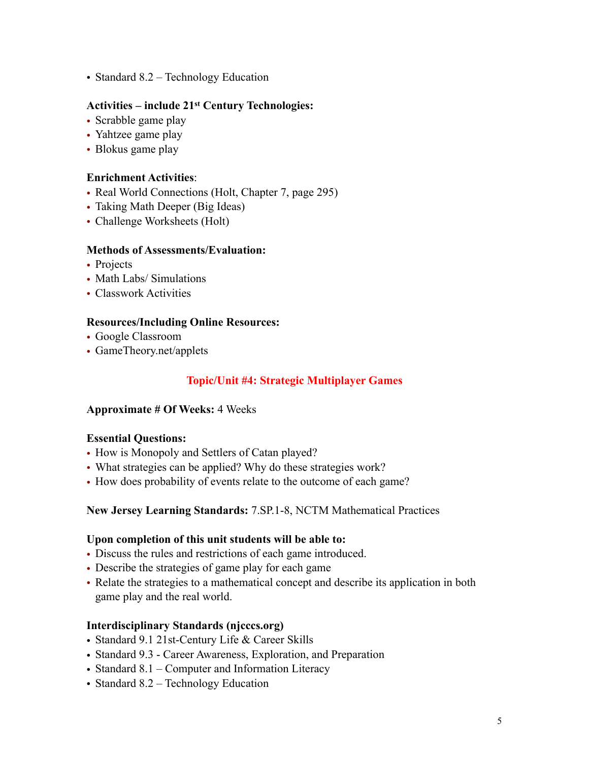- Standard 8.2 – Technology Education

**Activities – include 21st Century Technologies:**
- Scrabble game play
- Yahtzee game play
- Blokus game play

**Enrichment Activities**:
- Real World Connections (Holt, Chapter 7, page 295)
- Taking Math Deeper (Big Ideas)
- Challenge Worksheets (Holt)

**Methods of Assessments/Evaluation:**
- Projects
- Math Labs/ Simulations
- Classwork Activities

**Resources/Including Online Resources:**
- Google Classroom
- GameTheory.net/applets

## Topic/Unit #4: Strategic Multiplayer Games

**Approximate # Of Weeks:** 4 Weeks

**Essential Questions:**
- How is Monopoly and Settlers of Catan played?
- What strategies can be applied? Why do these strategies work?
- How does probability of events relate to the outcome of each game?

**New Jersey Learning Standards:** 7.SP.1-8, NCTM Mathematical Practices

**Upon completion of this unit students will be able to:**
- Discuss the rules and restrictions of each game introduced.
- Describe the strategies of game play for each game
- Relate the strategies to a mathematical concept and describe its application in both game play and the real world.

**Interdisciplinary Standards (njcccs.org)**
- Standard 9.1 21st-Century Life & Career Skills
- Standard 9.3 - Career Awareness, Exploration, and Preparation
- Standard 8.1 – Computer and Information Literacy
- Standard 8.2 – Technology Education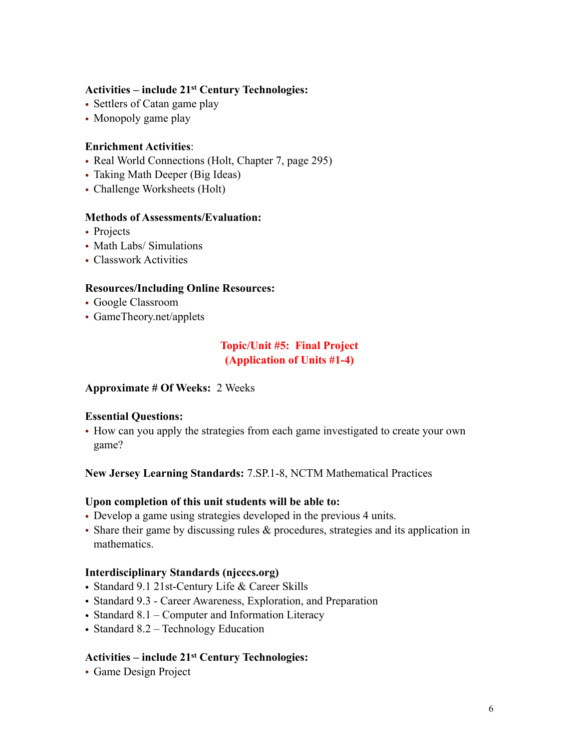**Activities – include 21st Century Technologies:**

- Settlers of Catan game play
- Monopoly game play

**Enrichment Activities**:

- Real World Connections (Holt, Chapter 7, page 295)
- Taking Math Deeper (Big Ideas)
- Challenge Worksheets (Holt)

**Methods of Assessments/Evaluation:**

- Projects
- Math Labs/ Simulations
- Classwork Activities

**Resources/Including Online Resources:**

- Google Classroom
- GameTheory.net/applets

## Topic/Unit #5: Final Project (Application of Units #1-4)

**Approximate # Of Weeks:** 2 Weeks

**Essential Questions:**

- How can you apply the strategies from each game investigated to create your own game?

**New Jersey Learning Standards:** 7.SP.1-8, NCTM Mathematical Practices

**Upon completion of this unit students will be able to:**

- Develop a game using strategies developed in the previous 4 units.
- Share their game by discussing rules & procedures, strategies and its application in mathematics.

**Interdisciplinary Standards (njcccs.org)**

- Standard 9.1 21st-Century Life & Career Skills
- Standard 9.3 - Career Awareness, Exploration, and Preparation
- Standard 8.1 – Computer and Information Literacy
- Standard 8.2 – Technology Education

**Activities – include 21st Century Technologies:**

- Game Design Project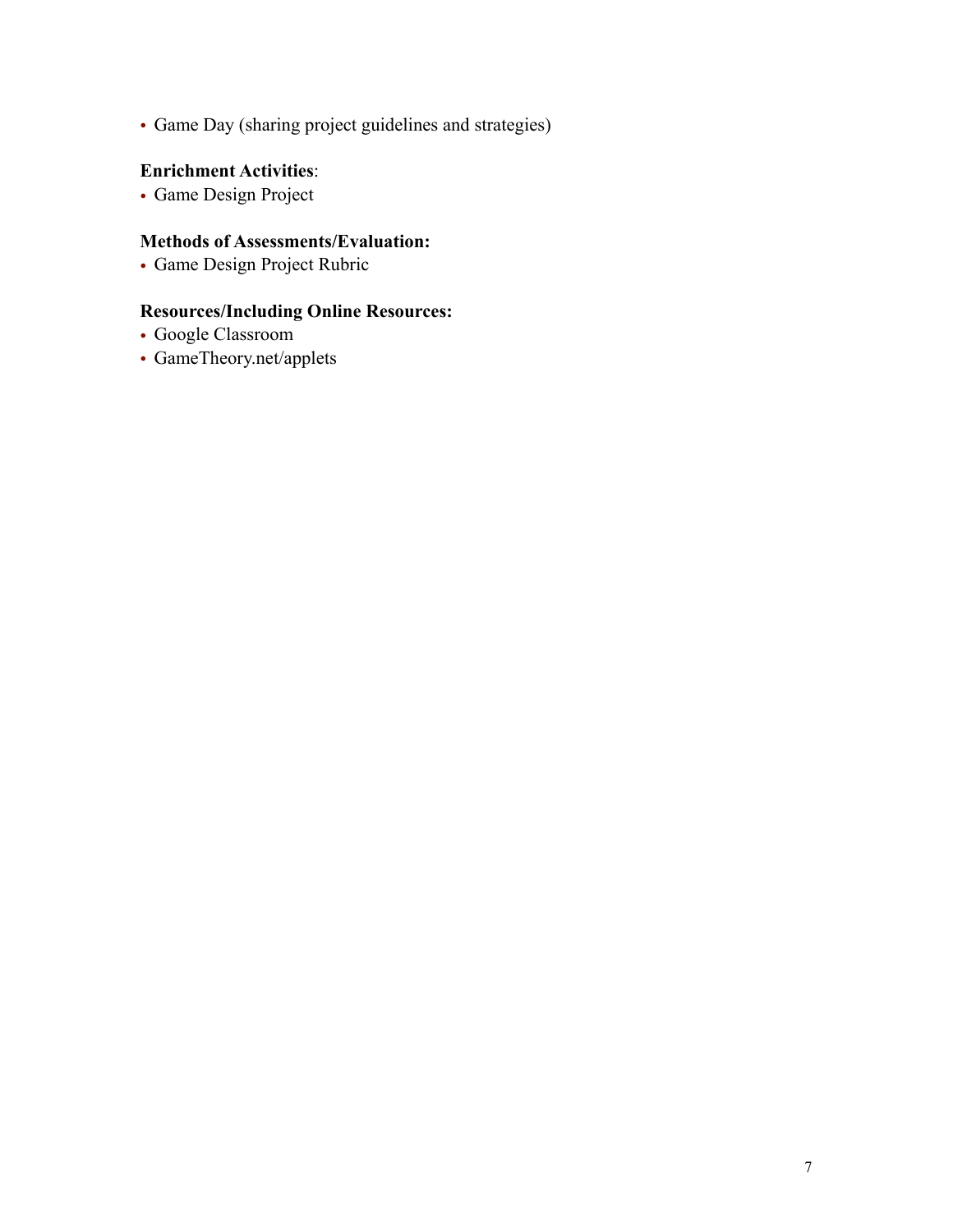- Game Day (sharing project guidelines and strategies)

**Enrichment Activities**:

- Game Design Project

**Methods of Assessments/Evaluation:**

- Game Design Project Rubric

**Resources/Including Online Resources:**

- Google Classroom
- GameTheory.net/applets